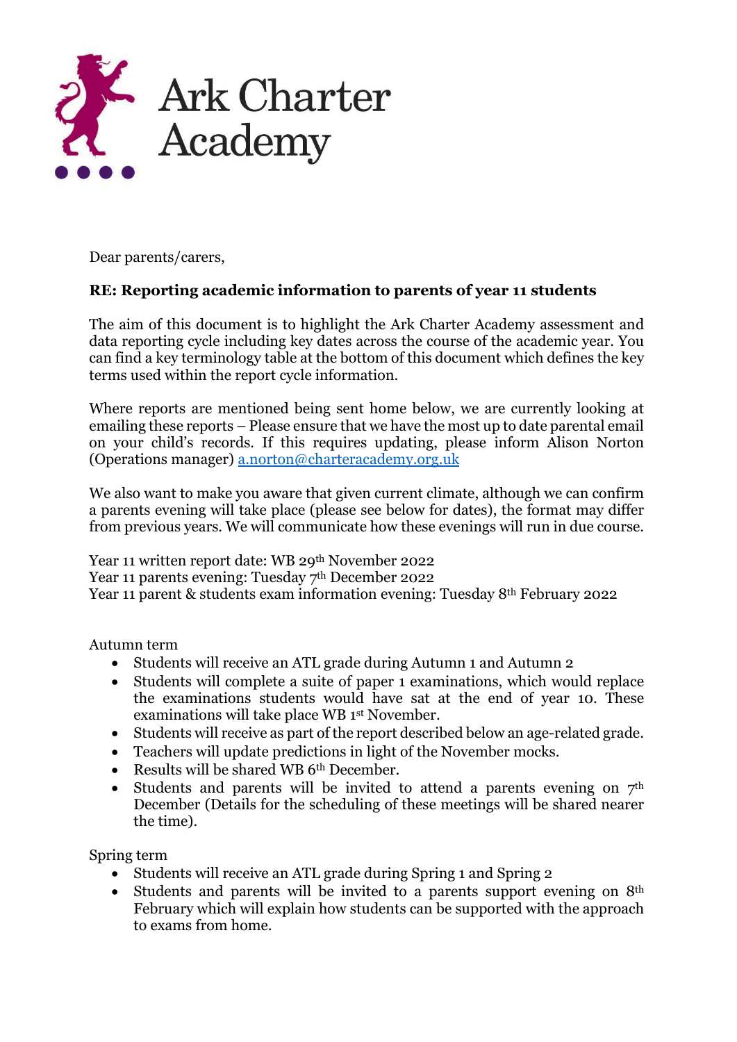# Ark Charter Academy

Dear parents/carers,

**RE: Reporting academic information to parents of year 11 students**

The aim of this document is to highlight the Ark Charter Academy assessment and data reporting cycle including key dates across the course of the academic year. You can find a key terminology table at the bottom of this document which defines the key terms used within the report cycle information.

Where reports are mentioned being sent home below, we are currently looking at emailing these reports – Please ensure that we have the most up to date parental email on your child's records. If this requires updating, please inform Alison Norton (Operations manager) [a.norton@charteracademy.org.uk](mailto:a.norton@charteracademy.org.uk)

We also want to make you aware that given current climate, although we can confirm a parents evening will take place (please see below for dates), the format may differ from previous years. We will communicate how these evenings will run in due course.

Year 11 written report date: WB 29th November 2022
Year 11 parents evening: Tuesday 7th December 2022
Year 11 parent & students exam information evening: Tuesday 8th February 2022

Autumn term

- Students will receive an ATL grade during Autumn 1 and Autumn 2
- Students will complete a suite of paper 1 examinations, which would replace the examinations students would have sat at the end of year 10. These examinations will take place WB 1st November.
- Students will receive as part of the report described below an age-related grade.
- Teachers will update predictions in light of the November mocks.
- Results will be shared WB 6th December.
- Students and parents will be invited to attend a parents evening on 7th December (Details for the scheduling of these meetings will be shared nearer the time).

Spring term

- Students will receive an ATL grade during Spring 1 and Spring 2
- Students and parents will be invited to a parents support evening on 8th February which will explain how students can be supported with the approach to exams from home.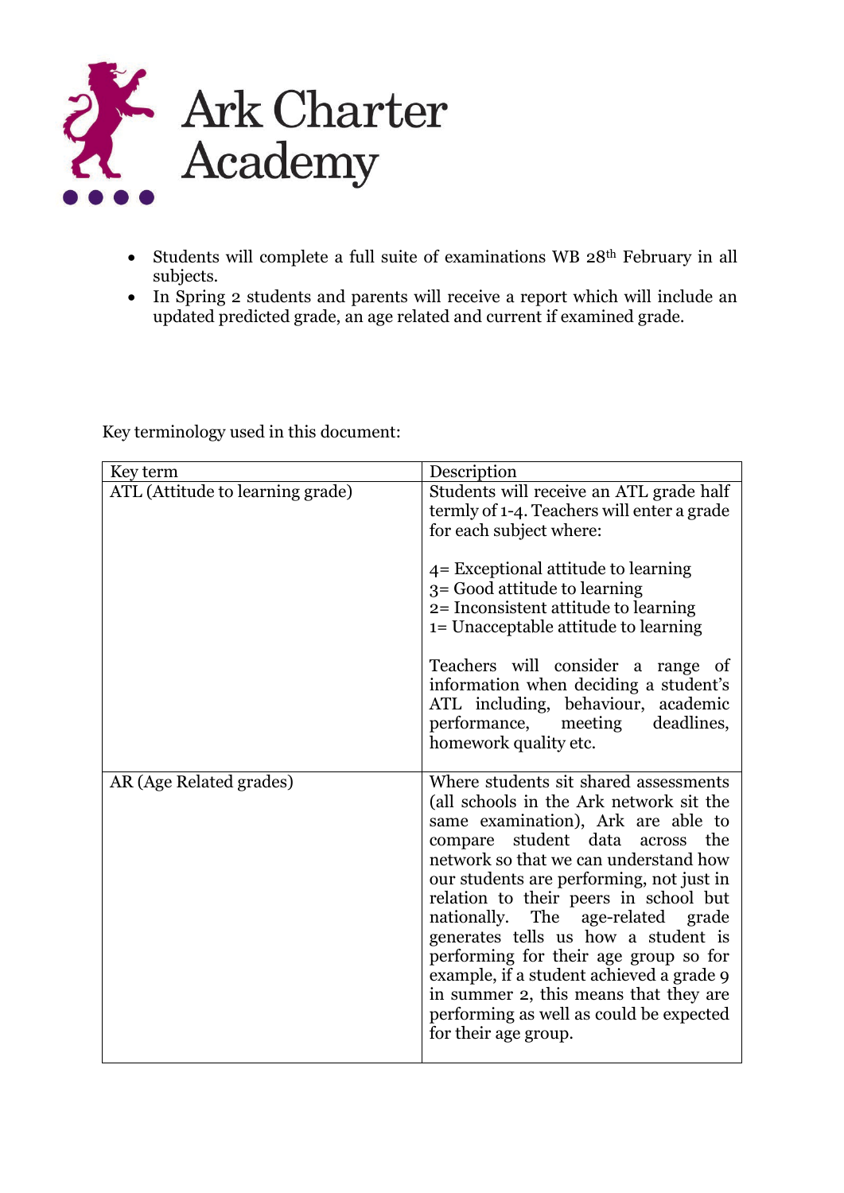Ark Charter Academy

- Students will complete a full suite of examinations WB 28th February in all subjects.
- In Spring 2 students and parents will receive a report which will include an updated predicted grade, an age related and current if examined grade.

Key terminology used in this document:

| Key term | Description |
| --- | --- |
| ATL (Attitude to learning grade) | Students will receive an ATL grade half termly of 1-4. Teachers will enter a grade for each subject where:<br><br>4= Exceptional attitude to learning<br>3= Good attitude to learning<br>2= Inconsistent attitude to learning<br>1= Unacceptable attitude to learning<br><br>Teachers will consider a range of information when deciding a student's ATL including, behaviour, academic performance, meeting deadlines, homework quality etc. |
| AR (Age Related grades) | Where students sit shared assessments (all schools in the Ark network sit the same examination), Ark are able to compare student data across the network so that we can understand how our students are performing, not just in relation to their peers in school but nationally. The age-related grade generates tells us how a student is performing for their age group so for example, if a student achieved a grade 9 in summer 2, this means that they are performing as well as could be expected for their age group. |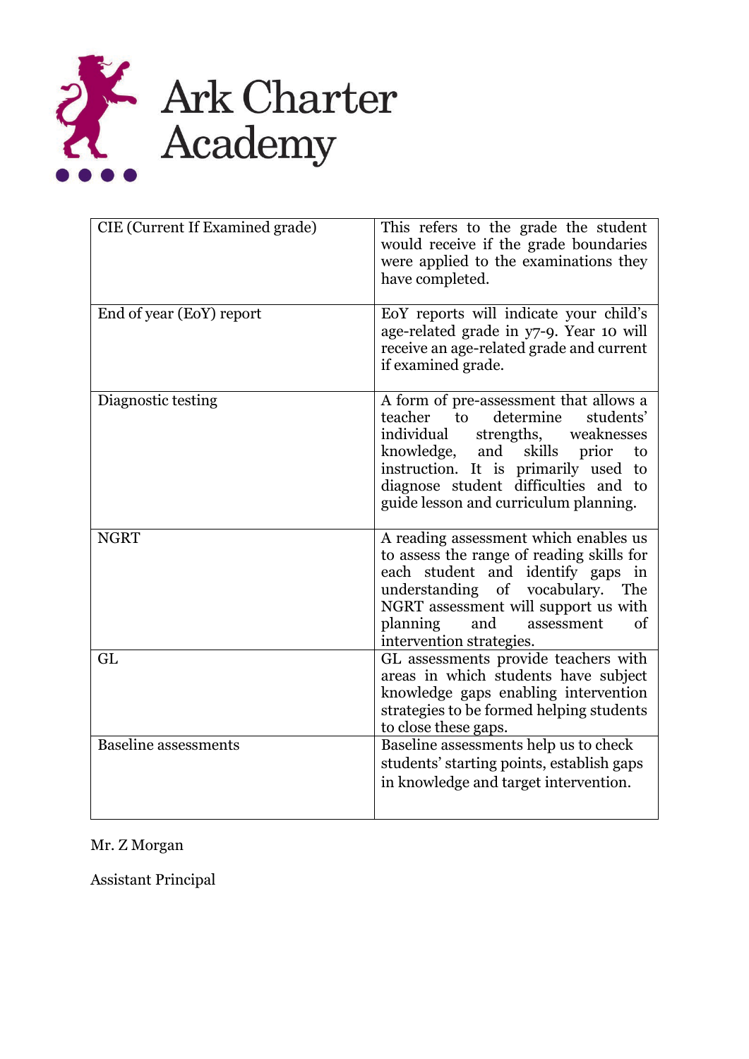# Ark Charter Academy

| | |
|---|---|
| CIE (Current If Examined grade) | This refers to the grade the student would receive if the grade boundaries were applied to the examinations they have completed. |
| End of year (EoY) report | EoY reports will indicate your child's age-related grade in y7-9. Year 10 will receive an age-related grade and current if examined grade. |
| Diagnostic testing | A form of pre-assessment that allows a teacher to determine students' individual strengths, weaknesses knowledge, and skills prior to instruction. It is primarily used to diagnose student difficulties and to guide lesson and curriculum planning. |
| NGRT | A reading assessment which enables us to assess the range of reading skills for each student and identify gaps in understanding of vocabulary. The NGRT assessment will support us with planning and assessment of intervention strategies. |
| GL | GL assessments provide teachers with areas in which students have subject knowledge gaps enabling intervention strategies to be formed helping students to close these gaps. |
| Baseline assessments | Baseline assessments help us to check students' starting points, establish gaps in knowledge and target intervention. |

Mr. Z Morgan

Assistant Principal